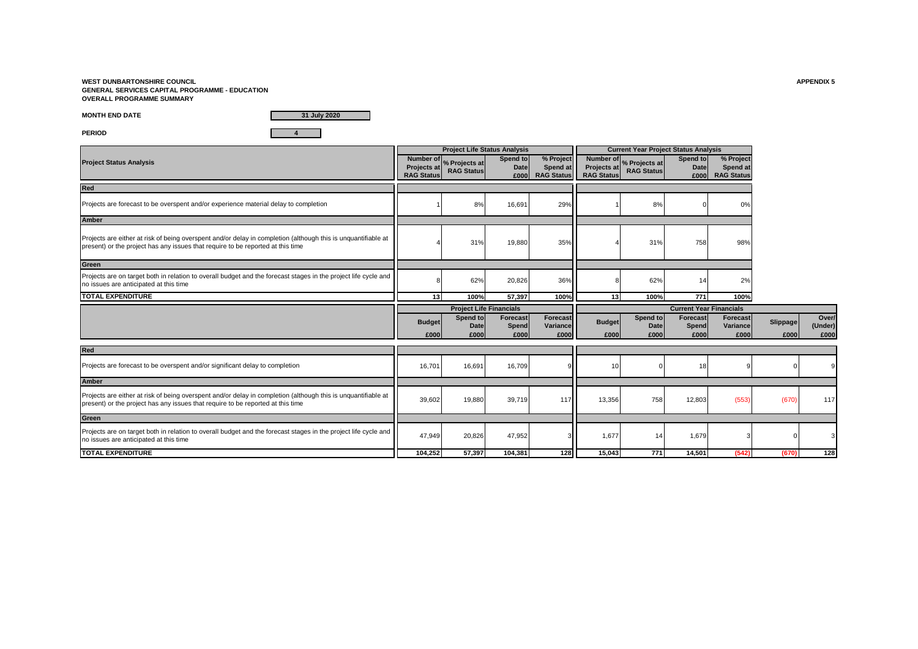**WEST DUNBARTONSHIRE COUNCIL**
**GENERAL SERVICES CAPITAL PROGRAMME - EDUCATION**
**OVERALL PROGRAMME SUMMARY**

**APPENDIX 5**

**MONTH END DATE** 31 July 2020

**PERIOD** 4

| Project Status Analysis | Project Life Status Analysis | | | | Current Year Project Status Analysis | | | |
|---|---|---|---|---|---|---|---|---|
| | Number of Projects at RAG Status | % Projects at RAG Status | Spend to Date £000 | % Project Spend at RAG Status | Number of Projects at RAG Status | % Projects at RAG Status | Spend to Date £000 | % Project Spend at RAG Status |
| **Red** | | | | | | | | |
| Projects are forecast to be overspent and/or experience material delay to completion | 1 | 8% | 16,691 | 29% | 1 | 8% | 0 | 0% |
| **Amber** | | | | | | | | |
| Projects are either at risk of being overspent and/or delay in completion (although this is unquantifiable at present) or the project has any issues that require to be reported at this time | 4 | 31% | 19,880 | 35% | 4 | 31% | 758 | 98% |
| **Green** | | | | | | | | |
| Projects are on target both in relation to overall budget and the forecast stages in the project life cycle and no issues are anticipated at this time | 8 | 62% | 20,826 | 36% | 8 | 62% | 14 | 2% |
| **TOTAL EXPENDITURE** | **13** | **100%** | **57,397** | **100%** | **13** | **100%** | **771** | **100%** |

| | Project Life Financials | | | | Current Year Financials | | | | | |
|---|---|---|---|---|---|---|---|---|---|---|
| | Budget £000 | Spend to Date £000 | Forecast Spend £000 | Forecast Variance £000 | Budget £000 | Spend to Date £000 | Forecast Spend £000 | Forecast Variance £000 | Slippage £000 | Over/ (Under) £000 |
| **Red** | | | | | | | | | | |
| Projects are forecast to be overspent and/or significant delay to completion | 16,701 | 16,691 | 16,709 | 9 | 10 | 0 | 18 | 9 | 0 | 9 |
| **Amber** | | | | | | | | | | |
| Projects are either at risk of being overspent and/or delay in completion (although this is unquantifiable at present) or the project has any issues that require to be reported at this time | 39,602 | 19,880 | 39,719 | 117 | 13,356 | 758 | 12,803 | (553) | (670) | 117 |
| **Green** | | | | | | | | | | |
| Projects are on target both in relation to overall budget and the forecast stages in the project life cycle and no issues are anticipated at this time | 47,949 | 20,826 | 47,952 | 3 | 1,677 | 14 | 1,679 | 3 | 0 | 3 |
| **TOTAL EXPENDITURE** | **104,252** | **57,397** | **104,381** | **128** | **15,043** | **771** | **14,501** | **(542)** | **(670)** | **128** |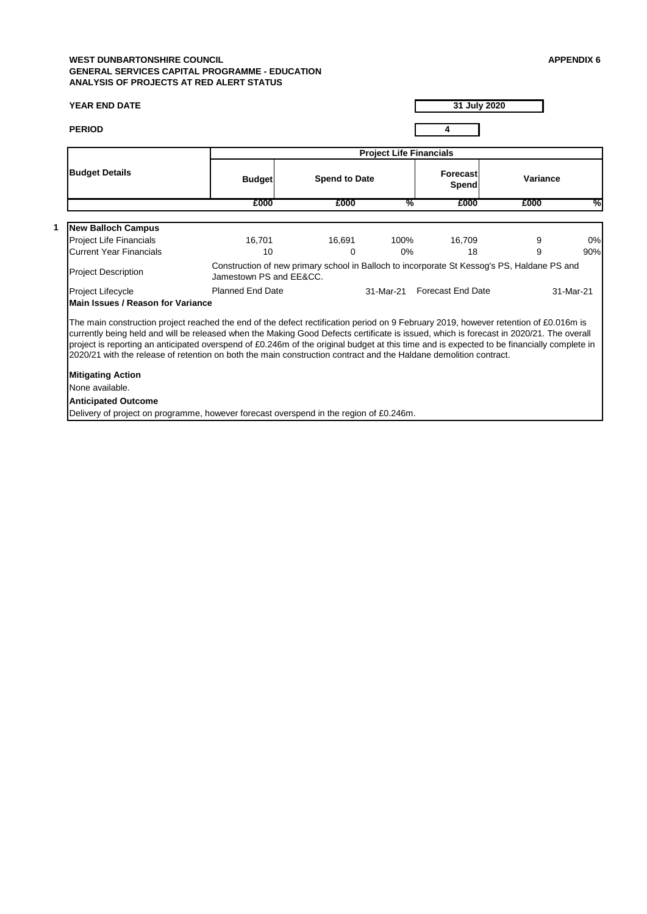**WEST DUNBARTONSHIRE COUNCIL**
**GENERAL SERVICES CAPITAL PROGRAMME - EDUCATION**
**ANALYSIS OF PROJECTS AT RED ALERT STATUS**

**APPENDIX 6**

**YEAR END DATE** — **31 July 2020**

**PERIOD** — **4**

| Budget Details | Project Life Financials | | | | | |
|---|---|---|---|---|---|---|
| | Budget | Spend to Date | | Forecast Spend | Variance | |
| | £000 | £000 | % | £000 | £000 | % |

**1 New Balloch Campus**

| | Budget | Spend to Date | % | Forecast Spend | Variance | % |
|---|---|---|---|---|---|---|
| Project Life Financials | 16,701 | 16,691 | 100% | 16,709 | 9 | 0% |
| Current Year Financials | 10 | 0 | 0% | 18 | 9 | 90% |

**Project Description:** Construction of new primary school in Balloch to incorporate St Kessog's PS, Haldane PS and Jamestown PS and EE&CC.

**Project Lifecycle:** Planned End Date 31-Mar-21 — Forecast End Date 31-Mar-21

**Main Issues / Reason for Variance**

The main construction project reached the end of the defect rectification period on 9 February 2019, however retention of £0.016m is currently being held and will be released when the Making Good Defects certificate is issued, which is forecast in 2020/21. The overall project is reporting an anticipated overspend of £0.246m of the original budget at this time and is expected to be financially complete in 2020/21 with the release of retention on both the main construction contract and the Haldane demolition contract.

**Mitigating Action**

None available.

**Anticipated Outcome**

Delivery of project on programme, however forecast overspend in the region of £0.246m.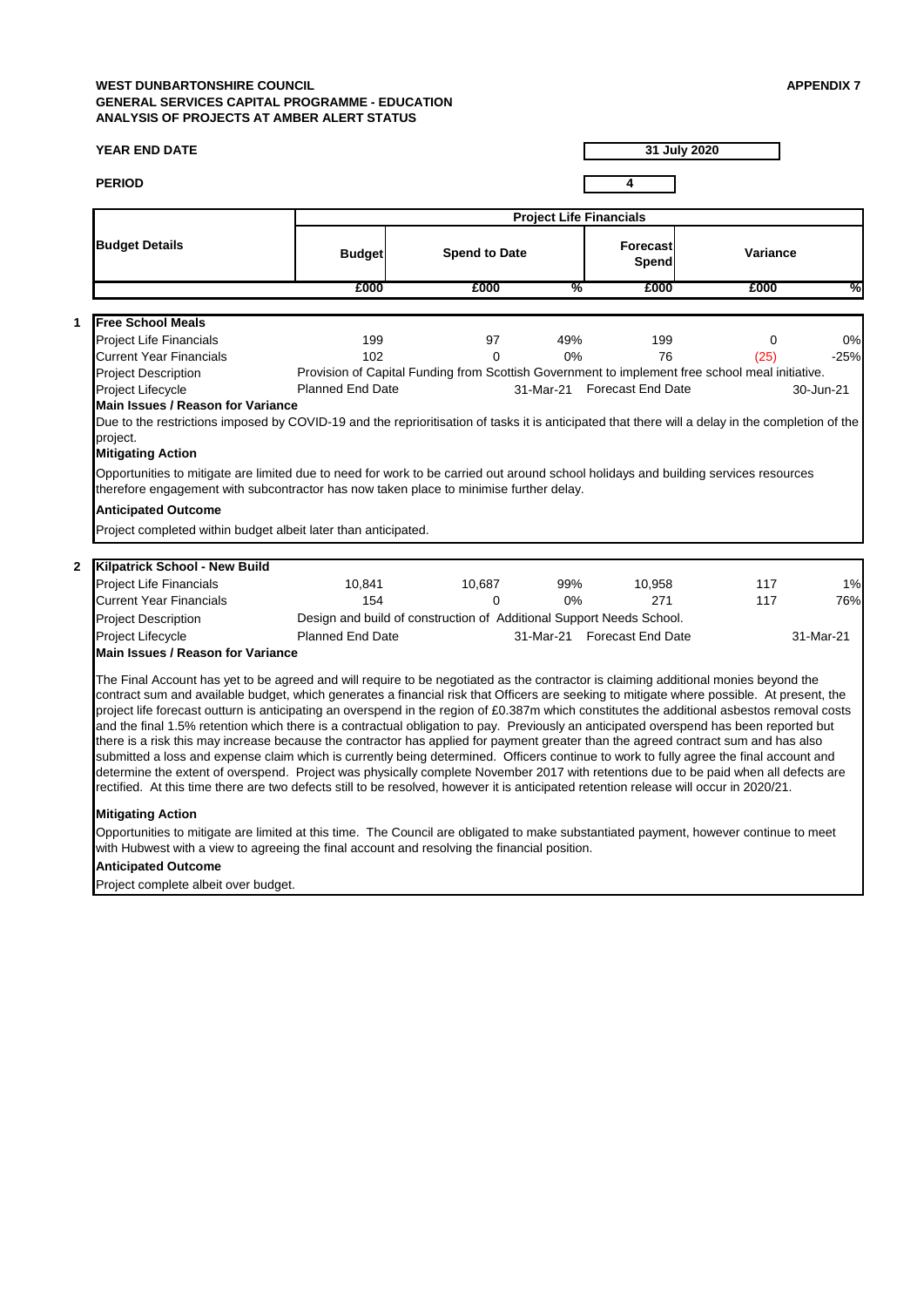**WEST DUNBARTONSHIRE COUNCIL**
**GENERAL SERVICES CAPITAL PROGRAMME - EDUCATION**
**ANALYSIS OF PROJECTS AT AMBER ALERT STATUS**

**APPENDIX 7**

**YEAR END DATE** 31 July 2020

**PERIOD** 4

| Budget Details | Project Life Financials | | | | | |
|---|---|---|---|---|---|---|
| | Budget | Spend to Date | | Forecast Spend | Variance | |
| | £000 | £000 | % | £000 | £000 | % |

**1 Free School Meals**

| | | | | | | |
|---|---|---|---|---|---|---|
| Project Life Financials | 199 | 97 | 49% | 199 | 0 | 0% |
| Current Year Financials | 102 | 0 | 0% | 76 | (25) | -25% |

Project Description: Provision of Capital Funding from Scottish Government to implement free school meal initiative.

Project Lifecycle: Planned End Date 31-Mar-21 Forecast End Date 30-Jun-21

**Main Issues / Reason for Variance**

Due to the restrictions imposed by COVID-19 and the reprioritisation of tasks it is anticipated that there will a delay in the completion of the project.

**Mitigating Action**

Opportunities to mitigate are limited due to need for work to be carried out around school holidays and building services resources therefore engagement with subcontractor has now taken place to minimise further delay.

**Anticipated Outcome**

Project completed within budget albeit later than anticipated.

**2 Kilpatrick School - New Build**

| | | | | | | |
|---|---|---|---|---|---|---|
| Project Life Financials | 10,841 | 10,687 | 99% | 10,958 | 117 | 1% |
| Current Year Financials | 154 | 0 | 0% | 271 | 117 | 76% |

Project Description: Design and build of construction of Additional Support Needs School.

Project Lifecycle: Planned End Date 31-Mar-21 Forecast End Date 31-Mar-21

**Main Issues / Reason for Variance**

The Final Account has yet to be agreed and will require to be negotiated as the contractor is claiming additional monies beyond the contract sum and available budget, which generates a financial risk that Officers are seeking to mitigate where possible. At present, the project life forecast outturn is anticipating an overspend in the region of £0.387m which constitutes the additional asbestos removal costs and the final 1.5% retention which there is a contractual obligation to pay. Previously an anticipated overspend has been reported but there is a risk this may increase because the contractor has applied for payment greater than the agreed contract sum and has also submitted a loss and expense claim which is currently being determined. Officers continue to work to fully agree the final account and determine the extent of overspend. Project was physically complete November 2017 with retentions due to be paid when all defects are rectified. At this time there are two defects still to be resolved, however it is anticipated retention release will occur in 2020/21.

**Mitigating Action**

Opportunities to mitigate are limited at this time. The Council are obligated to make substantiated payment, however continue to meet with Hubwest with a view to agreeing the final account and resolving the financial position.

**Anticipated Outcome**

Project complete albeit over budget.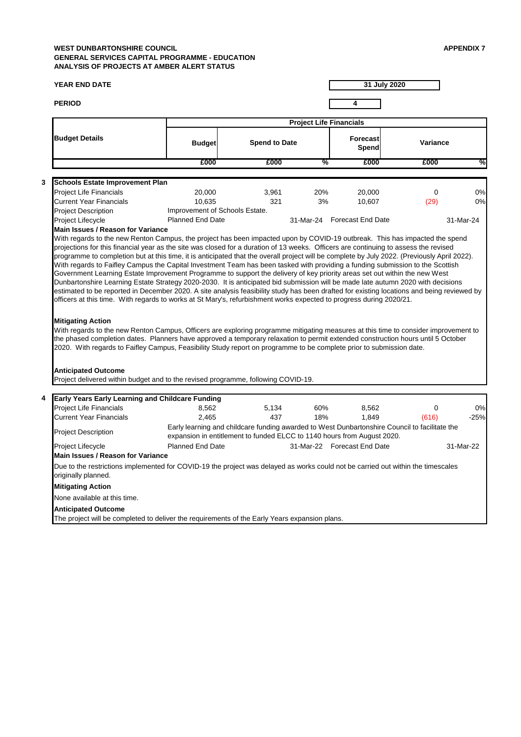**WEST DUNBARTONSHIRE COUNCIL**
**GENERAL SERVICES CAPITAL PROGRAMME - EDUCATION**
**ANALYSIS OF PROJECTS AT AMBER ALERT STATUS**

**APPENDIX 7**

**YEAR END DATE** 31 July 2020

**PERIOD** 4

| Budget Details | Project Life Financials | | | | | |
|---|---|---|---|---|---|---|
| | Budget | Spend to Date | | Forecast Spend | Variance | |
| | £000 | £000 | % | £000 | £000 | % |

**3 Schools Estate Improvement Plan**

| | | | | | | |
|---|---|---|---|---|---|---|
| Project Life Financials | 20,000 | 3,961 | 20% | 20,000 | 0 | 0% |
| Current Year Financials | 10,635 | 321 | 3% | 10,607 | (29) | 0% |
| Project Description | Improvement of Schools Estate. | | | | | |
| Project Lifecycle | Planned End Date | | 31-Mar-24 | Forecast End Date | | 31-Mar-24 |

**Main Issues / Reason for Variance**

With regards to the new Renton Campus, the project has been impacted upon by COVID-19 outbreak. This has impacted the spend projections for this financial year as the site was closed for a duration of 13 weeks. Officers are continuing to assess the revised programme to completion but at this time, it is anticipated that the overall project will be complete by July 2022. (Previously April 2022). With regards to Faifley Campus the Capital Investment Team has been tasked with providing a funding submission to the Scottish Government Learning Estate Improvement Programme to support the delivery of key priority areas set out within the new West Dunbartonshire Learning Estate Strategy 2020-2030. It is anticipated bid submission will be made late autumn 2020 with decisions estimated to be reported in December 2020. A site analysis feasibility study has been drafted for existing locations and being reviewed by officers at this time. With regards to works at St Mary's, refurbishment works expected to progress during 2020/21.

**Mitigating Action**

With regards to the new Renton Campus, Officers are exploring programme mitigating measures at this time to consider improvement to the phased completion dates. Planners have approved a temporary relaxation to permit extended construction hours until 5 October 2020. With regards to Faifley Campus, Feasibility Study report on programme to be complete prior to submission date.

**Anticipated Outcome**

Project delivered within budget and to the revised programme, following COVID-19.

**4 Early Years Early Learning and Childcare Funding**

| | | | | | | |
|---|---|---|---|---|---|---|
| Project Life Financials | 8,562 | 5,134 | 60% | 8,562 | 0 | 0% |
| Current Year Financials | 2,465 | 437 | 18% | 1,849 | (616) | -25% |
| Project Description | Early learning and childcare funding awarded to West Dunbartonshire Council to facilitate the expansion in entitlement to funded ELCC to 1140 hours from August 2020. | | | | | |
| Project Lifecycle | Planned End Date | | 31-Mar-22 | Forecast End Date | | 31-Mar-22 |

**Main Issues / Reason for Variance**

Due to the restrictions implemented for COVID-19 the project was delayed as works could not be carried out within the timescales originally planned.

**Mitigating Action**

None available at this time.

**Anticipated Outcome**

The project will be completed to deliver the requirements of the Early Years expansion plans.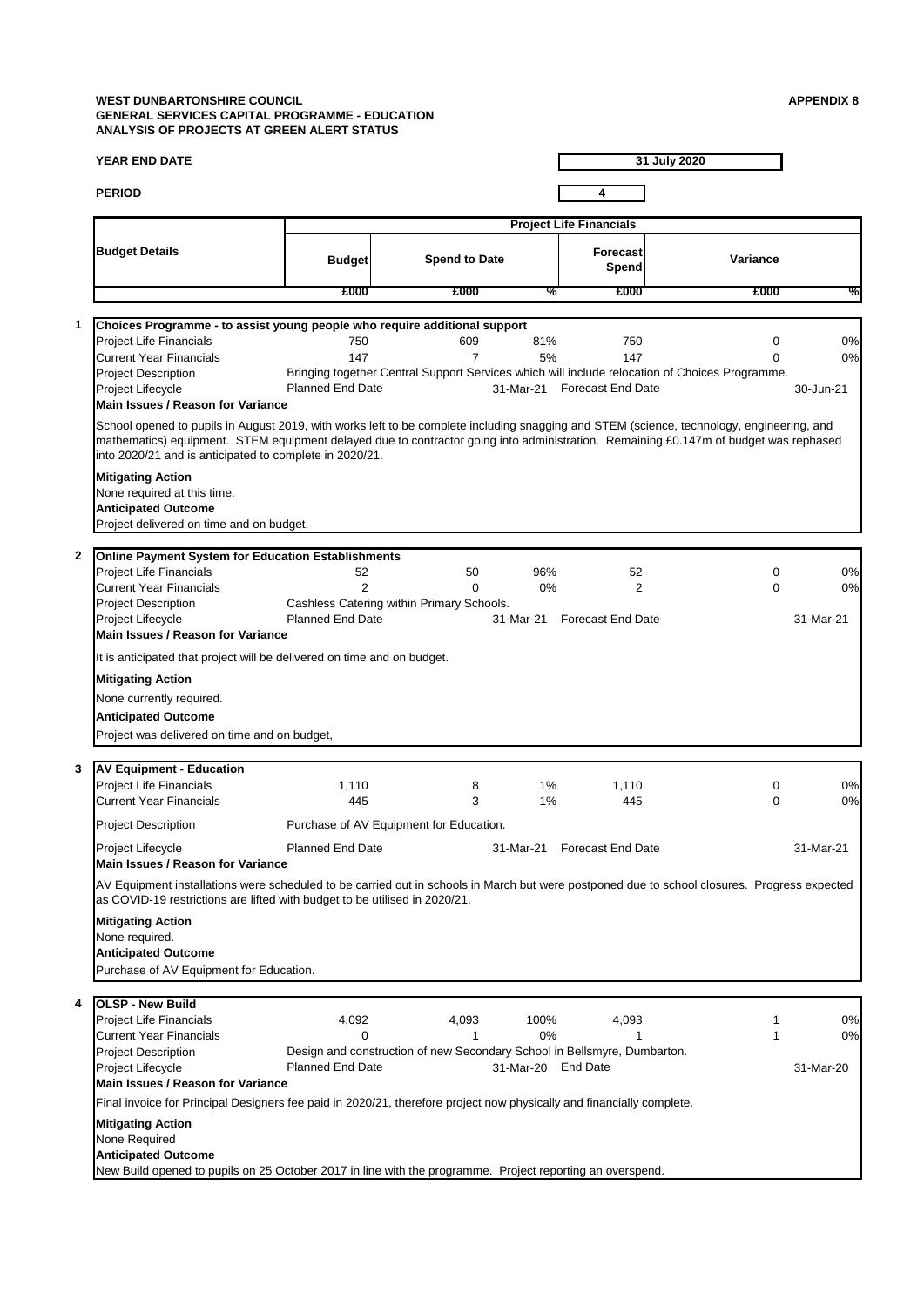**WEST DUNBARTONSHIRE COUNCIL**
**GENERAL SERVICES CAPITAL PROGRAMME - EDUCATION**
**ANALYSIS OF PROJECTS AT GREEN ALERT STATUS**

**APPENDIX 8**

**YEAR END DATE** 31 July 2020

**PERIOD** 4

| Budget Details | Project Life Financials | | | | | |
|---|---|---|---|---|---|---|
| | Budget | Spend to Date | | Forecast Spend | Variance | |
| | £000 | £000 | % | £000 | £000 | % |

**1 Choices Programme - to assist young people who require additional support**

| | | | | | | |
|---|---|---|---|---|---|---|
| Project Life Financials | 750 | 609 | 81% | 750 | 0 | 0% |
| Current Year Financials | 147 | 7 | 5% | 147 | 0 | 0% |

Project Description: Bringing together Central Support Services which will include relocation of Choices Programme.

Project Lifecycle: Planned End Date 31-Mar-21 Forecast End Date 30-Jun-21

**Main Issues / Reason for Variance**

School opened to pupils in August 2019, with works left to be complete including snagging and STEM (science, technology, engineering, and mathematics) equipment. STEM equipment delayed due to contractor going into administration. Remaining £0.147m of budget was rephased into 2020/21 and is anticipated to complete in 2020/21.

**Mitigating Action**

None required at this time.

**Anticipated Outcome**

Project delivered on time and on budget.

**2 Online Payment System for Education Establishments**

| | | | | | | |
|---|---|---|---|---|---|---|
| Project Life Financials | 52 | 50 | 96% | 52 | 0 | 0% |
| Current Year Financials | 2 | 0 | 0% | 2 | 0 | 0% |

Project Description: Cashless Catering within Primary Schools.

Project Lifecycle: Planned End Date 31-Mar-21 Forecast End Date 31-Mar-21

**Main Issues / Reason for Variance**

It is anticipated that project will be delivered on time and on budget.

**Mitigating Action**

None currently required.

**Anticipated Outcome**

Project was delivered on time and on budget,

**3 AV Equipment - Education**

| | | | | | | |
|---|---|---|---|---|---|---|
| Project Life Financials | 1,110 | 8 | 1% | 1,110 | 0 | 0% |
| Current Year Financials | 445 | 3 | 1% | 445 | 0 | 0% |

Project Description: Purchase of AV Equipment for Education.

Project Lifecycle: Planned End Date 31-Mar-21 Forecast End Date 31-Mar-21

**Main Issues / Reason for Variance**

AV Equipment installations were scheduled to be carried out in schools in March but were postponed due to school closures. Progress expected as COVID-19 restrictions are lifted with budget to be utilised in 2020/21.

**Mitigating Action**

None required.

**Anticipated Outcome**

Purchase of AV Equipment for Education.

**4 OLSP - New Build**

| | | | | | | |
|---|---|---|---|---|---|---|
| Project Life Financials | 4,092 | 4,093 | 100% | 4,093 | 1 | 0% |
| Current Year Financials | 0 | 1 | 0% | 1 | 1 | 0% |

Project Description: Design and construction of new Secondary School in Bellsmyre, Dumbarton.

Project Lifecycle: Planned End Date 31-Mar-20 End Date 31-Mar-20

**Main Issues / Reason for Variance**

Final invoice for Principal Designers fee paid in 2020/21, therefore project now physically and financially complete.

**Mitigating Action**

None Required

**Anticipated Outcome**

New Build opened to pupils on 25 October 2017 in line with the programme. Project reporting an overspend.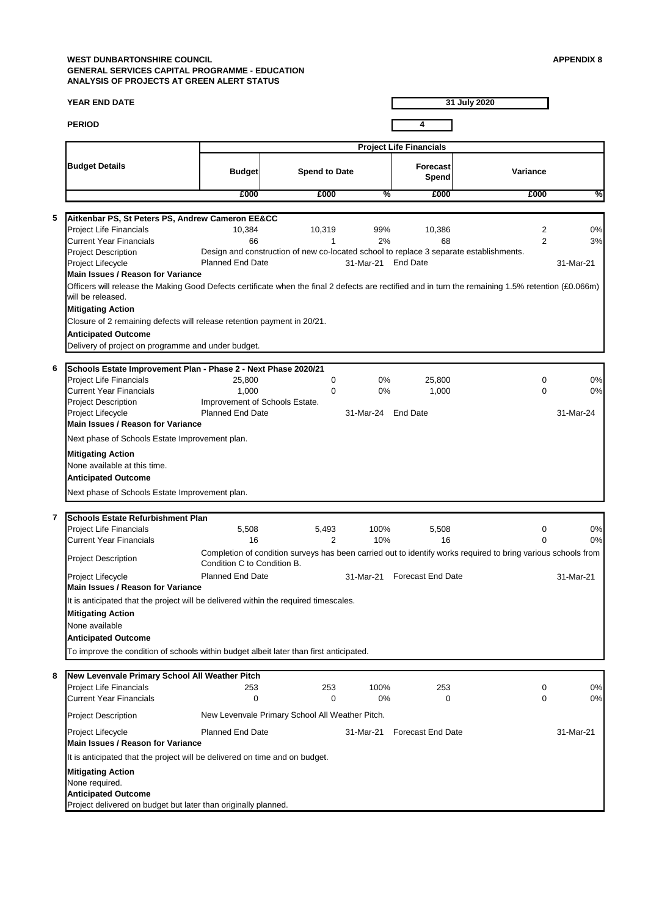**WEST DUNBARTONSHIRE COUNCIL**
**GENERAL SERVICES CAPITAL PROGRAMME - EDUCATION**
**ANALYSIS OF PROJECTS AT GREEN ALERT STATUS**

**APPENDIX 8**

**YEAR END DATE** 31 July 2020

**PERIOD** 4

| | Project Life Financials | | | | | |
|---|---|---|---|---|---|---|
| **Budget Details** | **Budget** | **Spend to Date** | | **Forecast Spend** | **Variance** | |
| | **£000** | **£000** | **%** | **£000** | **£000** | **%** |

**5 Aitkenbar PS, St Peters PS, Andrew Cameron EE&CC**

| | | | | | | |
|---|---|---|---|---|---|---|
| Project Life Financials | 10,384 | 10,319 | 99% | 10,386 | 2 | 0% |
| Current Year Financials | 66 | 1 | 2% | 68 | 2 | 3% |

Project Description: Design and construction of new co-located school to replace 3 separate establishments.

Project Lifecycle: Planned End Date 31-Mar-21 End Date 31-Mar-21

**Main Issues / Reason for Variance**

Officers will release the Making Good Defects certificate when the final 2 defects are rectified and in turn the remaining 1.5% retention (£0.066m) will be released.

**Mitigating Action**

Closure of 2 remaining defects will release retention payment in 20/21.

**Anticipated Outcome**

Delivery of project on programme and under budget.

**6 Schools Estate Improvement Plan - Phase 2 - Next Phase 2020/21**

| | | | | | | |
|---|---|---|---|---|---|---|
| Project Life Financials | 25,800 | 0 | 0% | 25,800 | 0 | 0% |
| Current Year Financials | 1,000 | 0 | 0% | 1,000 | 0 | 0% |

Project Description: Improvement of Schools Estate.

Project Lifecycle: Planned End Date 31-Mar-24 End Date 31-Mar-24

**Main Issues / Reason for Variance**

Next phase of Schools Estate Improvement plan.

**Mitigating Action**

None available at this time.

**Anticipated Outcome**

Next phase of Schools Estate Improvement plan.

**7 Schools Estate Refurbishment Plan**

| | | | | | | |
|---|---|---|---|---|---|---|
| Project Life Financials | 5,508 | 5,493 | 100% | 5,508 | 0 | 0% |
| Current Year Financials | 16 | 2 | 10% | 16 | 0 | 0% |

Project Description: Completion of condition surveys has been carried out to identify works required to bring various schools from Condition C to Condition B.

Project Lifecycle: Planned End Date 31-Mar-21 Forecast End Date 31-Mar-21

**Main Issues / Reason for Variance**

It is anticipated that the project will be delivered within the required timescales.

**Mitigating Action**

None available

**Anticipated Outcome**

To improve the condition of schools within budget albeit later than first anticipated.

**8 New Levenvale Primary School All Weather Pitch**

| | | | | | | |
|---|---|---|---|---|---|---|
| Project Life Financials | 253 | 253 | 100% | 253 | 0 | 0% |
| Current Year Financials | 0 | 0 | 0% | 0 | 0 | 0% |

Project Description: New Levenvale Primary School All Weather Pitch.

Project Lifecycle: Planned End Date 31-Mar-21 Forecast End Date 31-Mar-21

**Main Issues / Reason for Variance**

It is anticipated that the project will be delivered on time and on budget.

**Mitigating Action**

None required.

**Anticipated Outcome**

Project delivered on budget but later than originally planned.